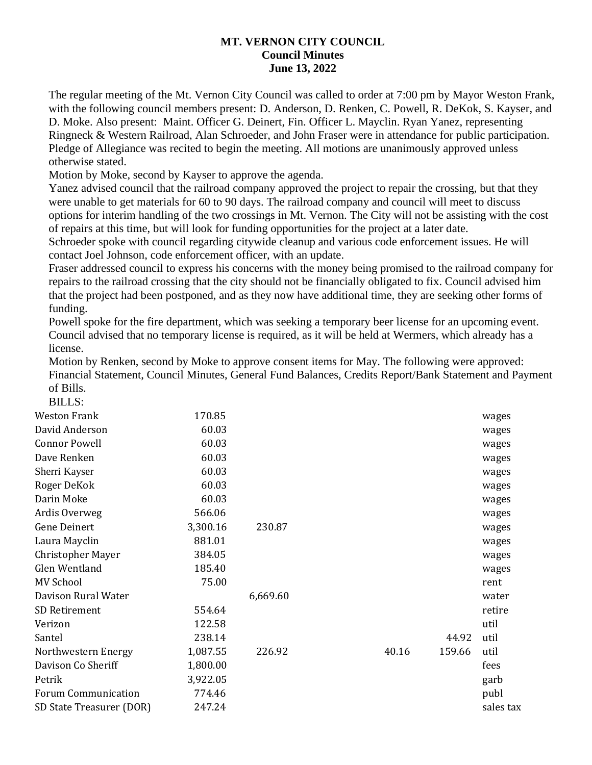# MT. VERNON CITY COUNCIL
## Council Minutes
## June 13, 2022

The regular meeting of the Mt. Vernon City Council was called to order at 7:00 pm by Mayor Weston Frank, with the following council members present: D. Anderson, D. Renken, C. Powell, R. DeKok, S. Kayser, and D. Moke. Also present: Maint. Officer G. Deinert, Fin. Officer L. Mayclin. Ryan Yanez, representing Ringneck & Western Railroad, Alan Schroeder, and John Fraser were in attendance for public participation. Pledge of Allegiance was recited to begin the meeting. All motions are unanimously approved unless otherwise stated.

Motion by Moke, second by Kayser to approve the agenda.

Yanez advised council that the railroad company approved the project to repair the crossing, but that they were unable to get materials for 60 to 90 days. The railroad company and council will meet to discuss options for interim handling of the two crossings in Mt. Vernon. The City will not be assisting with the cost of repairs at this time, but will look for funding opportunities for the project at a later date.

Schroeder spoke with council regarding citywide cleanup and various code enforcement issues. He will contact Joel Johnson, code enforcement officer, with an update.

Fraser addressed council to express his concerns with the money being promised to the railroad company for repairs to the railroad crossing that the city should not be financially obligated to fix. Council advised him that the project had been postponed, and as they now have additional time, they are seeking other forms of funding.

Powell spoke for the fire department, which was seeking a temporary beer license for an upcoming event. Council advised that no temporary license is required, as it will be held at Wermers, which already has a license.

Motion by Renken, second by Moke to approve consent items for May. The following were approved: Financial Statement, Council Minutes, General Fund Balances, Credits Report/Bank Statement and Payment of Bills.

BILLS:

| | | | | | | |
|---|---|---|---|---|---|---|
| Weston Frank | 170.85 | | | | | wages |
| David Anderson | 60.03 | | | | | wages |
| Connor Powell | 60.03 | | | | | wages |
| Dave Renken | 60.03 | | | | | wages |
| Sherri Kayser | 60.03 | | | | | wages |
| Roger DeKok | 60.03 | | | | | wages |
| Darin Moke | 60.03 | | | | | wages |
| Ardis Overweg | 566.06 | | | | | wages |
| Gene Deinert | 3,300.16 | 230.87 | | | | wages |
| Laura Mayclin | 881.01 | | | | | wages |
| Christopher Mayer | 384.05 | | | | | wages |
| Glen Wentland | 185.40 | | | | | wages |
| MV School | 75.00 | | | | | rent |
| Davison Rural Water | | 6,669.60 | | | | water |
| SD Retirement | 554.64 | | | | | retire |
| Verizon | 122.58 | | | | | util |
| Santel | 238.14 | | | | 44.92 | util |
| Northwestern Energy | 1,087.55 | 226.92 | | 40.16 | 159.66 | util |
| Davison Co Sheriff | 1,800.00 | | | | | fees |
| Petrik | 3,922.05 | | | | | garb |
| Forum Communication | 774.46 | | | | | publ |
| SD State Treasurer (DOR) | 247.24 | | | | | sales tax |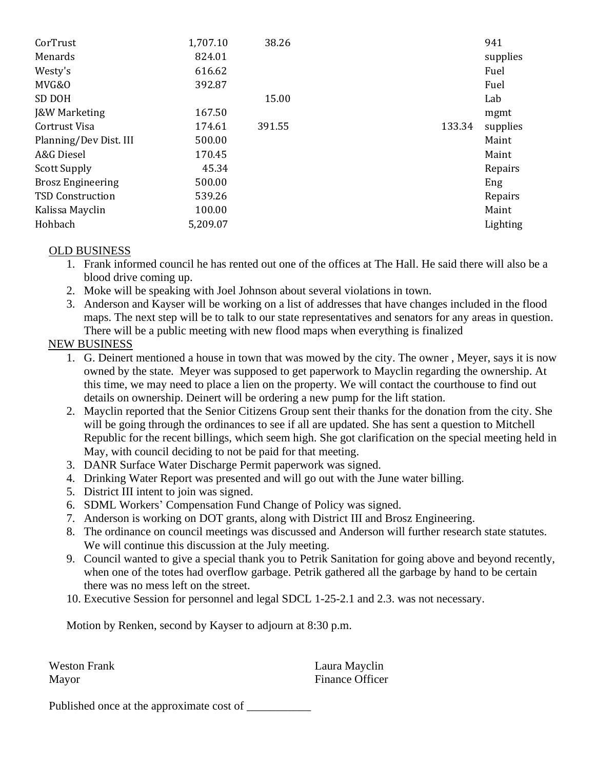| | | | | |
|---|---|---|---|---|
| CorTrust | 1,707.10 | 38.26 | | 941 |
| Menards | 824.01 | | | supplies |
| Westy's | 616.62 | | | Fuel |
| MVG&O | 392.87 | | | Fuel |
| SD DOH | | 15.00 | | Lab |
| J&W Marketing | 167.50 | | | mgmt |
| Cortrust Visa | 174.61 | 391.55 | 133.34 | supplies |
| Planning/Dev Dist. III | 500.00 | | | Maint |
| A&G Diesel | 170.45 | | | Maint |
| Scott Supply | 45.34 | | | Repairs |
| Brosz Engineering | 500.00 | | | Eng |
| TSD Construction | 539.26 | | | Repairs |
| Kalissa Mayclin | 100.00 | | | Maint |
| Hohbach | 5,209.07 | | | Lighting |

OLD BUSINESS

1. Frank informed council he has rented out one of the offices at The Hall. He said there will also be a blood drive coming up.
2. Moke will be speaking with Joel Johnson about several violations in town.
3. Anderson and Kayser will be working on a list of addresses that have changes included in the flood maps. The next step will be to talk to our state representatives and senators for any areas in question. There will be a public meeting with new flood maps when everything is finalized

NEW BUSINESS

1. G. Deinert mentioned a house in town that was mowed by the city. The owner , Meyer, says it is now owned by the state. Meyer was supposed to get paperwork to Mayclin regarding the ownership. At this time, we may need to place a lien on the property. We will contact the courthouse to find out details on ownership. Deinert will be ordering a new pump for the lift station.
2. Mayclin reported that the Senior Citizens Group sent their thanks for the donation from the city. She will be going through the ordinances to see if all are updated. She has sent a question to Mitchell Republic for the recent billings, which seem high. She got clarification on the special meeting held in May, with council deciding to not be paid for that meeting.
3. DANR Surface Water Discharge Permit paperwork was signed.
4. Drinking Water Report was presented and will go out with the June water billing.
5. District III intent to join was signed.
6. SDML Workers' Compensation Fund Change of Policy was signed.
7. Anderson is working on DOT grants, along with District III and Brosz Engineering.
8. The ordinance on council meetings was discussed and Anderson will further research state statutes. We will continue this discussion at the July meeting.
9. Council wanted to give a special thank you to Petrik Sanitation for going above and beyond recently, when one of the totes had overflow garbage. Petrik gathered all the garbage by hand to be certain there was no mess left on the street.
10. Executive Session for personnel and legal SDCL 1-25-2.1 and 2.3. was not necessary.

Motion by Renken, second by Kayser to adjourn at 8:30 p.m.

Weston Frank
Mayor

Laura Mayclin
Finance Officer

Published once at the approximate cost of ___________